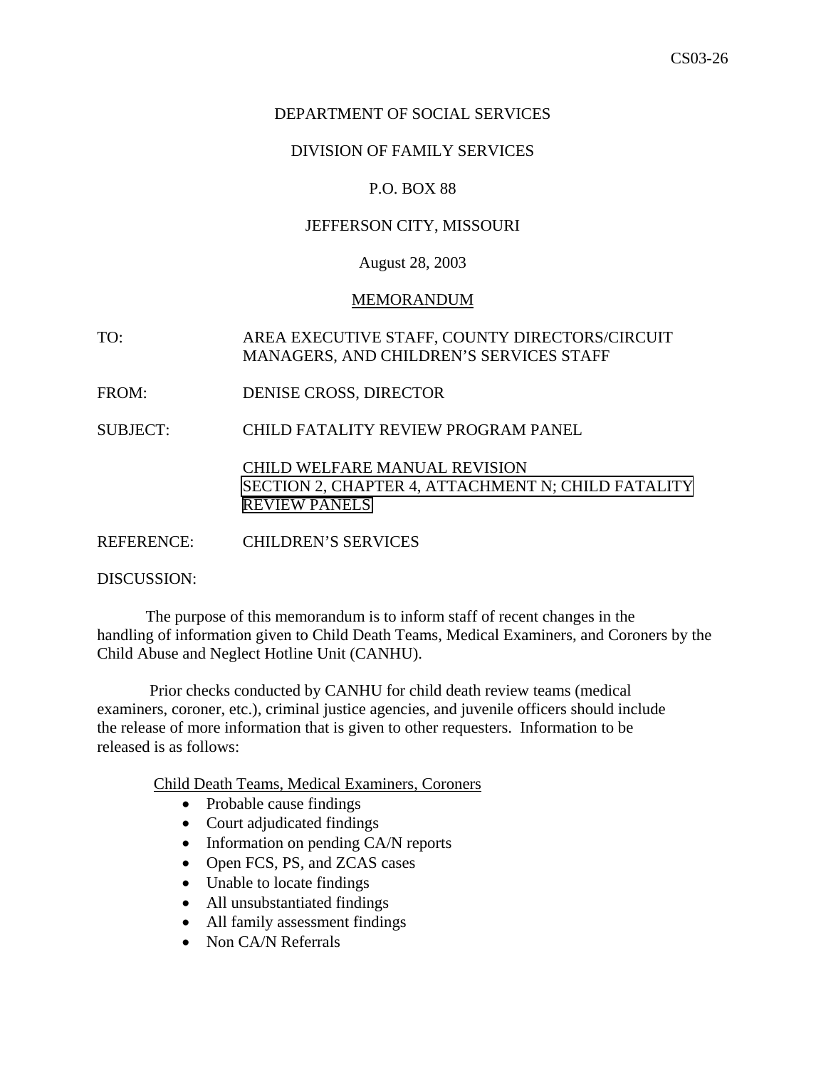CS03-26

DEPARTMENT OF SOCIAL SERVICES

DIVISION OF FAMILY SERVICES

P.O. BOX 88

JEFFERSON CITY, MISSOURI

August 28, 2003

MEMORANDUM

TO: AREA EXECUTIVE STAFF, COUNTY DIRECTORS/CIRCUIT MANAGERS, AND CHILDREN'S SERVICES STAFF

FROM: DENISE CROSS, DIRECTOR

SUBJECT: CHILD FATALITY REVIEW PROGRAM PANEL

CHILD WELFARE MANUAL REVISION
SECTION 2, CHAPTER 4, ATTACHMENT N; CHILD FATALITY REVIEW PANELS

REFERENCE: CHILDREN'S SERVICES

DISCUSSION:

The purpose of this memorandum is to inform staff of recent changes in the handling of information given to Child Death Teams, Medical Examiners, and Coroners by the Child Abuse and Neglect Hotline Unit (CANHU).

Prior checks conducted by CANHU for child death review teams (medical examiners, coroner, etc.), criminal justice agencies, and juvenile officers should include the release of more information that is given to other requesters. Information to be released is as follows:

Child Death Teams, Medical Examiners, Coroners

- Probable cause findings
- Court adjudicated findings
- Information on pending CA/N reports
- Open FCS, PS, and ZCAS cases
- Unable to locate findings
- All unsubstantiated findings
- All family assessment findings
- Non CA/N Referrals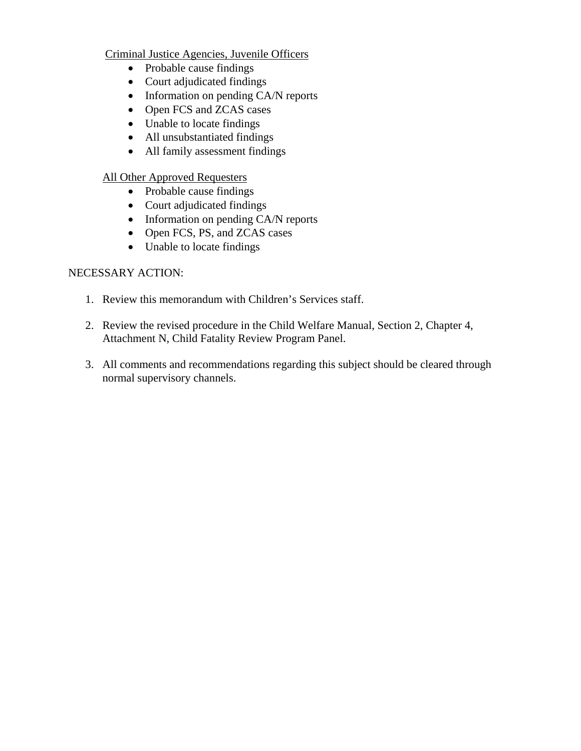Criminal Justice Agencies, Juvenile Officers

- Probable cause findings
- Court adjudicated findings
- Information on pending CA/N reports
- Open FCS and ZCAS cases
- Unable to locate findings
- All unsubstantiated findings
- All family assessment findings

All Other Approved Requesters

- Probable cause findings
- Court adjudicated findings
- Information on pending CA/N reports
- Open FCS, PS, and ZCAS cases
- Unable to locate findings

NECESSARY ACTION:

1. Review this memorandum with Children's Services staff.

2. Review the revised procedure in the Child Welfare Manual, Section 2, Chapter 4, Attachment N, Child Fatality Review Program Panel.

3. All comments and recommendations regarding this subject should be cleared through normal supervisory channels.